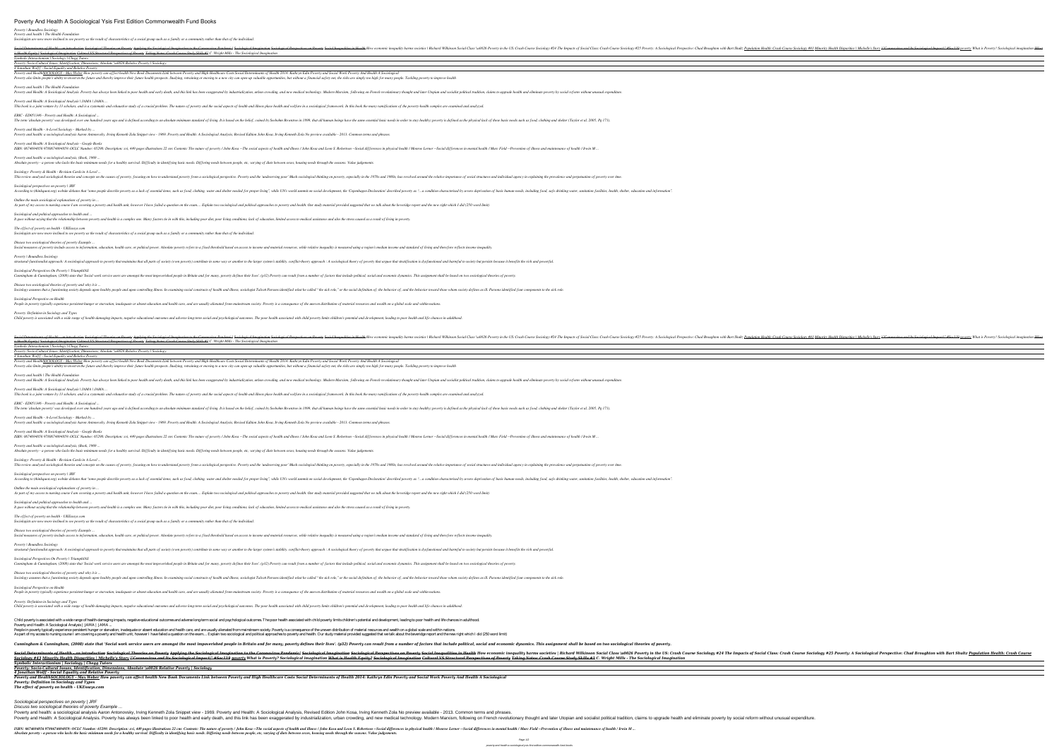# Poverty And Health A Sociological Ysis First Edition Commonwealth Fund Books

*Poverty | Boundless Sociology*

*Poverty and health | The Health Foundation*

*Sociologists are now more inclined to see poverty as the result of characteristics of a social group such as a family or a community rather than that of the individual.*

Social Determinants of Health - an introduction Sociological Theories on Poverty Applying the Sociological Imagination to the Coronavirus Pandemic! Sociological Imagination Sociological Perspectives on Poverty Social Inequalities in Health How economic inequality harms societies | Richard Wilkinson Social Class \u0026 Poverty in the US: Crash Course Sociology #24 The Impacts of Social Class: Crash Course Sociology #25 Poverty: A Sociological Perspective: Chad Broughton with Bart Shultz Population Health: Crash Course Sociology #41 Minority Health Disparities | Michelle's Story \"Coronavirus and Its Sociological Impact\" #Soc110 poverty What is Poverty? Sociological imagination What is Health Equity? Sociological Imagination Cultural VS Structural Perspectives of Poverty Taking Notes: Crash Course Study Skills #1 C. Wright Mills - The Sociological Imagination

*Symbolic Interactionism | Sociology | Chegg Tutors*

*Poverty: Socio-Cultural Issues, Identification, Dimensions, Absolute \u0026 Relative Poverty | Sociology*

*# Jonathan Wolff – Social Equality and Relative Poverty*

Poverty and HealthSOCIOLOGY - Max Weber How poverty can affect health New Book Documents Link between Poverty and High Healthcare Costs Social Determinants of Health 2014: Kathryn Edin Poverty and Social Work Poverty And Health A Sociological

Poverty also limits people's ability to invest in the future and thereby improve their future health prospects. Studying, retraining or moving to a new city can open up valuable opportunities, but without a financial safety net, the risks are simply too high for many people. Tackling poverty to improve health

*Poverty and health | The Health Foundation*

Poverty and Health: A Sociological Analysis. Poverty has always been linked to poor health and early death, and this link has been exaggerated by industrialization, urban crowding, and new medical technology. Modern Marxism, following on French revolutionary thought and later Utopian and socialist political tradition, claims to upgrade health and eliminate poverty by social reform without unusual expenditure.

*Poverty and Health: A Sociological Analysis | JAMA | JAMA ...*

This book is a joint venture by 13 scholars, and is a systematic and exhaustive study of a crucial problem. The nature of poverty and the social aspects of health and illness place health and welfare in a sociological framework. In this book the many ramifications of the poverty-health complex are examined and analyzed.

*ERIC - ED051346 - Poverty and Health: A Sociological ...*

The term 'absolute poverty' was developed over one hundred years ago and is defined according to an absolute minimum standard of living. It is based on the belief, coined by Seebohm Rowntree in 1899, that all human beings have the same essential basic needs in order to stay healthy; poverty is defined as the physical lack of these basic needs such as food, clothing and shelter (Taylor et al, 2005, Pg 171).

*Poverty and Health – A-Level Sociology – Marked by ...*

Poverty and health: a sociological analysis Aaron Antonovsky, Irving Kenneth Zola Snippet view - 1969. Poverty and Health: A Sociological Analysis, Revised Edition John Kosa, Irving Kenneth Zola No preview available - 2013. Common terms and phrases.

*Poverty and Health: A Sociological Analysis - Google Books*

ISBN: 0674694856 9780674694859: OCLC Number: 65298: Description: xvi, 449 pages illustrations 22 cm: Contents: The nature of poverty / John Kosa --The social aspects of health and illness / John Kosa and Leon S. Robertson --Social differences in physical health / Monroe Lerner --Social differences in mental health / Marc Fried --Prevention of illness and maintenance of health / Irwin M ...

*Poverty and health: a sociological analysis. (Book, 1969 ...*

Absolute poverty – a person who lacks the basic minimum needs for a healthy survival. Difficulty in identifying basic needs. Differing needs between people, etc, varying of diets between sexes, housing needs through the seasons. Value judgements.

*Sociology: Poverty & Health - Revision Cards in A Level ...*

This review analyzed sociological theories and concepts on the causes of poverty, focusing on how to understand poverty from a sociological perspective. Poverty and the 'underserving poor' Much sociological thinking on poverty, especially in the 1970s and 1980s, has revolved around the relative importance of social structures and individual agency in explaining the prevalence and perpetuation of poverty over time.

*Sociological perspectives on poverty | JRF*

According to (thinkquest.org) website debates that "some people describe poverty as a lack of essential items, such as food, clothing, water and shelter needed for proper living", while UN's world summit on social development, the 'Copenhagen Declaration' described poverty as "... a condition characterised by severe deprivation of basic human needs, including food, safe drinking water, sanitation facilities, health, shelter, education and information".

*Outline the main sociological explanations of poverty in ...*

As part of my access to nursing course I am covering a poverty and health unit, however I have failed a question on the exam... Explain two sociological and political approaches to poverty and health. Our study material provided suggested that we talk about the beveridge report and the new right which I did (250 word limit)

*Sociological and political approaches to health and ...*

It goes without saying that the relationship between poverty and health is a complex one. Many factors tie in with this, including poor diet, poor living conditions, lack of education, limited access to medical assistance and also the stress caused as a result of living in poverty.

*The effect of poverty on health - UKEssays.com*

Sociologists are now more inclined to see poverty as the result of characteristics of a social group such as a family or a community rather than that of the individual.

*Discuss two sociological theories of poverty Example ...*

Social measures of poverty include access to information, education, health care, or political power. Absolute poverty refers to a fixed threshold based on access to income and material resources, while relative inequality is measured using a region's median income and standard of living and therefore reflects income inequality.

*Poverty | Boundless Sociology*

structural-functionalist approach: A sociological approach to poverty that maintains that all parts of society (even poverty) contribute in some way or another to the larger system's stability. conflict theory approach: A sociological theory of poverty that argues that stratification is dysfunctional and harmful to society but persists because it benefits the rich and powerful.

*Sociological Perspectives On Poverty | Triumph0345*

Cunningham & Cunningham, (2008) state that 'Social work service users are amongst the most impoverished people in Britain and for many, poverty defines their lives'. (p32) Poverty can result from a number of factors that include political, social and economic dynamics. This assignment shall be based on two sociological theories of poverty.

*Discuss two sociological theories of poverty and why it is ...*

Sociology examines that a functioning society depends upon healthy people and upon controlling illness. In examining social constructs of health and illness, sociologist Talcott Parsons identified what he called "the sick role," or the social definition of, the behavior of, and the behavior toward those whom society defines as ill. Parsons identified four components to the sick role.

*Sociological Perspective on Health*

People in poverty typically experience persistent hunger or starvation, inadequate or absent educational and health care, and are usually alienated from mainstream society. Poverty is a consequence of the uneven distribution of material resources and wealth on a global scale and within nations.

*Poverty: Definition in Sociology and Types*

Child poverty is associated with a wide range of health-damaging impacts, negative educational outcomes and adverse long-term social and psychological outcomes. The poor health associated with child poverty limits children's potential and development, leading to poor health and life chances in adulthood.

Social Determinants of Health - an introduction Sociological Theories on Poverty Applying the Sociological Imagination to the Coronavirus Pandemic! Sociological Imagination Sociological Perspectives on Poverty Social Inequalities in Health How economic inequality harms societies | Richard Wilkinson Social Class \u0026 Poverty in the US: Crash Course Sociology #24 The Impacts of Social Class: Crash Course Sociology #25 Poverty: A Sociological Perspective: Chad Broughton with Bart Shultz Population Health: Crash Course Sociology #41 Minority Health Disparities | Michelle's Story \"Coronavirus and Its Sociological Impact\" #Soc110 poverty What is Poverty? Sociological imagination What is Health Equity? Sociological Imagination Cultural VS Structural Perspectives of Poverty Taking Notes: Crash Course Study Skills #1 C. Wright Mills - The Sociological Imagination

*Symbolic Interactionism | Sociology | Chegg Tutors*

*Poverty: Socio-Cultural Issues, Identification, Dimensions, Absolute \u0026 Relative Poverty | Sociology*

*# Jonathan Wolff – Social Equality and Relative Poverty*

Poverty and HealthSOCIOLOGY - Max Weber How poverty can affect health New Book Documents Link between Poverty and High Healthcare Costs Social Determinants of Health 2014: Kathryn Edin Poverty and Social Work Poverty And Health A Sociological

Poverty also limits people's ability to invest in the future and thereby improve their future health prospects. Studying, retraining or moving to a new city can open up valuable opportunities, but without a financial safety net, the risks are simply too high for many people. Tackling poverty to improve health

*Poverty and health | The Health Foundation*

Poverty and Health: A Sociological Analysis. Poverty has always been linked to poor health and early death, and this link has been exaggerated by industrialization, urban crowding, and new medical technology. Modern Marxism, following on French revolutionary thought and later Utopian and socialist political tradition, claims to upgrade health and eliminate poverty by social reform without unusual expenditure.

*Poverty and Health: A Sociological Analysis | JAMA | JAMA ...*

This book is a joint venture by 13 scholars, and is a systematic and exhaustive study of a crucial problem. The nature of poverty and the social aspects of health and illness place health and welfare in a sociological framework. In this book the many ramifications of the poverty-health complex are examined and analyzed.

*ERIC - ED051346 - Poverty and Health: A Sociological ...*

The term 'absolute poverty' was developed over one hundred years ago and is defined according to an absolute minimum standard of living. It is based on the belief, coined by Seebohm Rowntree in 1899, that all human beings have the same essential basic needs in order to stay healthy; poverty is defined as the physical lack of these basic needs such as food, clothing and shelter (Taylor et al, 2005, Pg 171).

*Poverty and Health – A-Level Sociology – Marked by ...*

Poverty and health: a sociological analysis Aaron Antonovsky, Irving Kenneth Zola Snippet view - 1969. Poverty and Health: A Sociological Analysis, Revised Edition John Kosa, Irving Kenneth Zola No preview available - 2013. Common terms and phrases.

*Poverty and Health: A Sociological Analysis - Google Books*

ISBN: 0674694856 9780674694859: OCLC Number: 65298: Description: xvi, 449 pages illustrations 22 cm: Contents: The nature of poverty / John Kosa --The social aspects of health and illness / John Kosa and Leon S. Robertson --Social differences in physical health / Monroe Lerner --Social differences in mental health / Marc Fried --Prevention of illness and maintenance of health / Irwin M ...

*Poverty and health: a sociological analysis. (Book, 1969 ...*

Absolute poverty – a person who lacks the basic minimum needs for a healthy survival. Difficulty in identifying basic needs. Differing needs between people, etc, varying of diets between sexes, housing needs through the seasons. Value judgements.

*Sociology: Poverty & Health - Revision Cards in A Level ...*

This review analyzed sociological theories and concepts on the causes of poverty, focusing on how to understand poverty from a sociological perspective. Poverty and the 'underserving poor' Much sociological thinking on poverty, especially in the 1970s and 1980s, has revolved around the relative importance of social structures and individual agency in explaining the prevalence and perpetuation of poverty over time.

*Sociological perspectives on poverty | JRF*

According to (thinkquest.org) website debates that "some people describe poverty as a lack of essential items, such as food, clothing, water and shelter needed for proper living", while UN's world summit on social development, the 'Copenhagen Declaration' described poverty as "... a condition characterised by severe deprivation of basic human needs, including food, safe drinking water, sanitation facilities, health, shelter, education and information".

*Outline the main sociological explanations of poverty in ...*

As part of my access to nursing course I am covering a poverty and health unit, however I have failed a question on the exam... Explain two sociological and political approaches to poverty and health. Our study material provided suggested that we talk about the beveridge report and the new right which I did (250 word limit)

*Sociological and political approaches to health and ...*

It goes without saying that the relationship between poverty and health is a complex one. Many factors tie in with this, including poor diet, poor living conditions, lack of education, limited access to medical assistance and also the stress caused as a result of living in poverty.

*The effect of poverty on health - UKEssays.com*

Sociologists are now more inclined to see poverty as the result of characteristics of a social group such as a family or a community rather than that of the individual.

*Discuss two sociological theories of poverty Example ...*

Social measures of poverty include access to information, education, health care, or political power. Absolute poverty refers to a fixed threshold based on access to income and material resources, while relative inequality is measured using a region's median income and standard of living and therefore reflects income inequality.

*Poverty | Boundless Sociology*

structural-functionalist approach: A sociological approach to poverty that maintains that all parts of society (even poverty) contribute in some way or another to the larger system's stability. conflict theory approach: A sociological theory of poverty that argues that stratification is dysfunctional and harmful to society but persists because it benefits the rich and powerful.

*Sociological Perspectives On Poverty | Triumph0345*

Cunningham & Cunningham, (2008) state that 'Social work service users are amongst the most impoverished people in Britain and for many, poverty defines their lives'. (p32) Poverty can result from a number of factors that include political, social and economic dynamics. This assignment shall be based on two sociological theories of poverty.

*Discuss two sociological theories of poverty and why it is ...*

Sociology examines that a functioning society depends upon healthy people and upon controlling illness. In examining social constructs of health and illness, sociologist Talcott Parsons identified what he called "the sick role," or the social definition of, the behavior of, and the behavior toward those whom society defines as ill. Parsons identified four components to the sick role.

*Sociological Perspective on Health*

People in poverty typically experience persistent hunger or starvation, inadequate or absent educational and health care, and are usually alienated from mainstream society. Poverty is a consequence of the uneven distribution of material resources and wealth on a global scale and within nations.

*Poverty: Definition in Sociology and Types*

Child poverty is associated with a wide range of health-damaging impacts, negative educational outcomes and adverse long-term social and psychological outcomes. The poor health associated with child poverty limits children's potential and development, leading to poor health and life chances in adulthood.

Child poverty is associated with a wide range of health-damaging impacts, negative educational outcomes and adverse long-term social and psychological outcomes. The poor health associated with child poverty limits children's potential and development, leading to poor health and life chances in adulthood.

Poverty and Health: A Sociological Analysis | JAMA | JAMA ...

People in poverty typically experience persistent hunger or starvation, inadequate or absent education and health care, and are usually alienated from mainstream society. Poverty is a consequence of the uneven distribution of material resources and wealth on a global scale and within nations.

As part of my access to nursing course I am covering a poverty and health unit, however I have failed a question on the exam... Explain two sociological and political approaches to poverty and health. Our study material provided suggested that we talk about the beveridge report and the new right which I did (250 word limit)

*Cunningham & Cunningham, (2008) state that 'Social work service users are amongst the most impoverished people in Britain and for many, poverty defines their lives'. (p32) Poverty can result from a number of factors that include political, social and economic dynamics. This assignment shall be based on two sociological theories of poverty.*

Social Determinants of Health - an introduction Sociological Theories on Poverty Applying the Sociological Imagination to the Coronavirus Pandemic! Sociological Imagination Sociological Perspectives on Poverty Social Inequalities in Health How economic inequality harms societies | Richard Wilkinson Social Class \u0026 Poverty in the US: Crash Course Sociology #24 The Impacts of Social Class: Crash Course Sociology #25 Poverty: A Sociological Perspective: Chad Broughton with Bart Shultz Population Health: Crash Course Sociology #41 Minority Health Disparities | Michelle's Story \"Coronavirus and Its Sociological Impact\" #Soc110 poverty What is Poverty? Sociological imagination What is Health Equity? Sociological Imagination Cultural VS Structural Perspectives of Poverty Taking Notes: Crash Course Study Skills #1 C. Wright Mills - The Sociological Imagination

***Symbolic Interactionism | Sociology | Chegg Tutors***

***Poverty: Socio-Cultural Issues, Identification, Dimensions, Absolute \u0026 Relative Poverty | Sociology***

***# Jonathan Wolff – Social Equality and Relative Poverty***

**Poverty and HealthSOCIOLOGY - Max Weber How poverty can affect health New Book Documents Link between Poverty and High Healthcare Costs Social Determinants of Health 2014: Kathryn Edin Poverty and Social Work Poverty And Health A Sociological**

***Poverty: Definition in Sociology and Types***

***The effect of poverty on health - UKEssays.com***

*Sociological perspectives on poverty | JRF*

*Discuss two sociological theories of poverty Example ...*

Poverty and health: a sociological analysis Aaron Antonovsky, Irving Kenneth Zola Snippet view - 1969. Poverty and Health: A Sociological Analysis, Revised Edition John Kosa, Irving Kenneth Zola No preview available - 2013. Common terms and phrases.

Poverty and Health: A Sociological Analysis. Poverty has always been linked to poor health and early death, and this link has been exaggerated by industrialization, urban crowding, and new medical technology. Modern Marxism, following on French revolutionary thought and later Utopian and socialist political tradition, claims to upgrade health and eliminate poverty by social reform without unusual expenditure.

*ISBN: 0674694856 9780674694859: OCLC Number: 65298: Description: xvi, 449 pages illustrations 22 cm: Contents: The nature of poverty / John Kosa --The social aspects of health and illness / John Kosa and Leon S. Robertson --Social differences in physical health / Monroe Lerner --Social differences in mental health / Marc Fried --Prevention of illness and maintenance of health / Irwin M ...*

*Absolute poverty – a person who lacks the basic minimum needs for a healthy survival. Difficulty in identifying basic needs. Differing needs between people, etc, varying of diets between sexes, housing needs through the seasons. Value judgements.*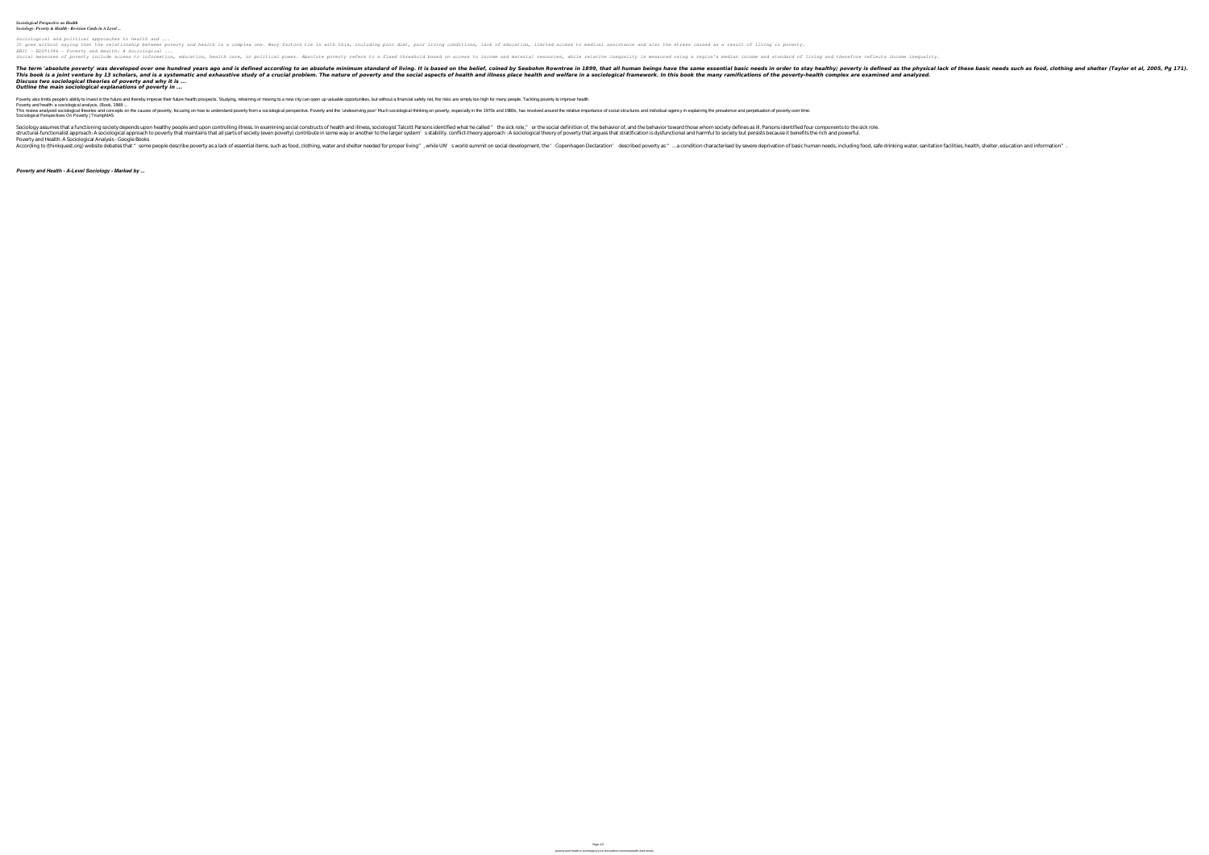***Sociological Perspective on Health***
***Sociology- Poverty & Health - Revision Cards in A Level ...***

*Sociological and political approaches to health and ...*
*It goes without saying that the relationship between poverty and health is a complex one. Many factors tie in with this, including poor diet, poor living conditions, lack of education, limited access to medical assistance and also the stress caused as a result of living in poverty.*
*ERIC - ED051346 - Poverty and Health: A Sociological ...*
*Social measures of poverty include access to information, education, health care, or political power. Absolute poverty refers to a fixed threshold based on access to income and material resources, while relative inequality is measured using a region's median income and standard of living and therefore reflects income inequality.*

***The term 'absolute poverty' was developed over one hundred years ago and is defined according to an absolute minimum standard of living. It is based on the belief, coined by Seebohm Rowntree in 1899, that all human beings have the same essential basic needs in order to stay healthy; poverty is defined as the physical lack of these basic needs such as food, clothing and shelter (Taylor et al, 2005, Pg 171).***
***This book is a joint venture by 13 scholars, and is a systematic and exhaustive study of a crucial problem. The nature of poverty and the social aspects of health and illness place health and welfare in a sociological framework. In this book the many ramifications of the poverty-health complex are examined and analyzed.***
***Discuss two sociological theories of poverty and why it is ...***
***Outline the main sociological explanations of poverty in ...***

Poverty also limits people's ability to invest in the future and thereby improve their future health prospects. Studying, retraining or moving to a new city can open up valuable opportunities, but without a financial safety net, the risks are simply too high for many people. Tackling poverty to improve health
Poverty and health: a sociological analysis. (Book, 1969 ...
This review analysed sociological theories and concepts on the causes of poverty, focusing on how to understand poverty from a sociological perspective. Poverty and the 'undeserving poor' Much sociological thinking on poverty, especially in the 1970s and 1980s, has revolved around the relative importance of social structures and individual agency in explaining the prevalence and perpetuation of poverty over time.
Sociological Perspectives On Poverty | TriumphIAS

Sociology assumes that a functioning society depends upon healthy people and upon controlling illness. In examining social constructs of health and illness, sociologist Talcott Parsons identified what he called " the sick role," or the social definition of, the behavior of, and the behavior toward those whom society defines as ill. Parsons identified four components to the sick role.
structural-functionalist approach: A sociological approach to poverty that maintains that all parts of society (even poverty) contribute in some way or another to the larger system's stability. conflict-theory approach : A sociological theory of poverty that argues that stratification is dysfunctional and harmful to society but persists because it benefits the rich and powerful.
Poverty and Health: A Sociological Analysis - Google Books
According to (thinkquest.org) website debates that " some people describe poverty as a lack of essential items, such as food, clothing, water and shelter needed for proper living", while UN's world summit on social development, the 'Copenhagen Declaration' described poverty as "...a condition characterised by severe deprivation of basic human needs, including food, safe drinking water, sanitation facilities, health, shelter, education and information".

***Poverty and Health - A-Level Sociology - Marked by ...***